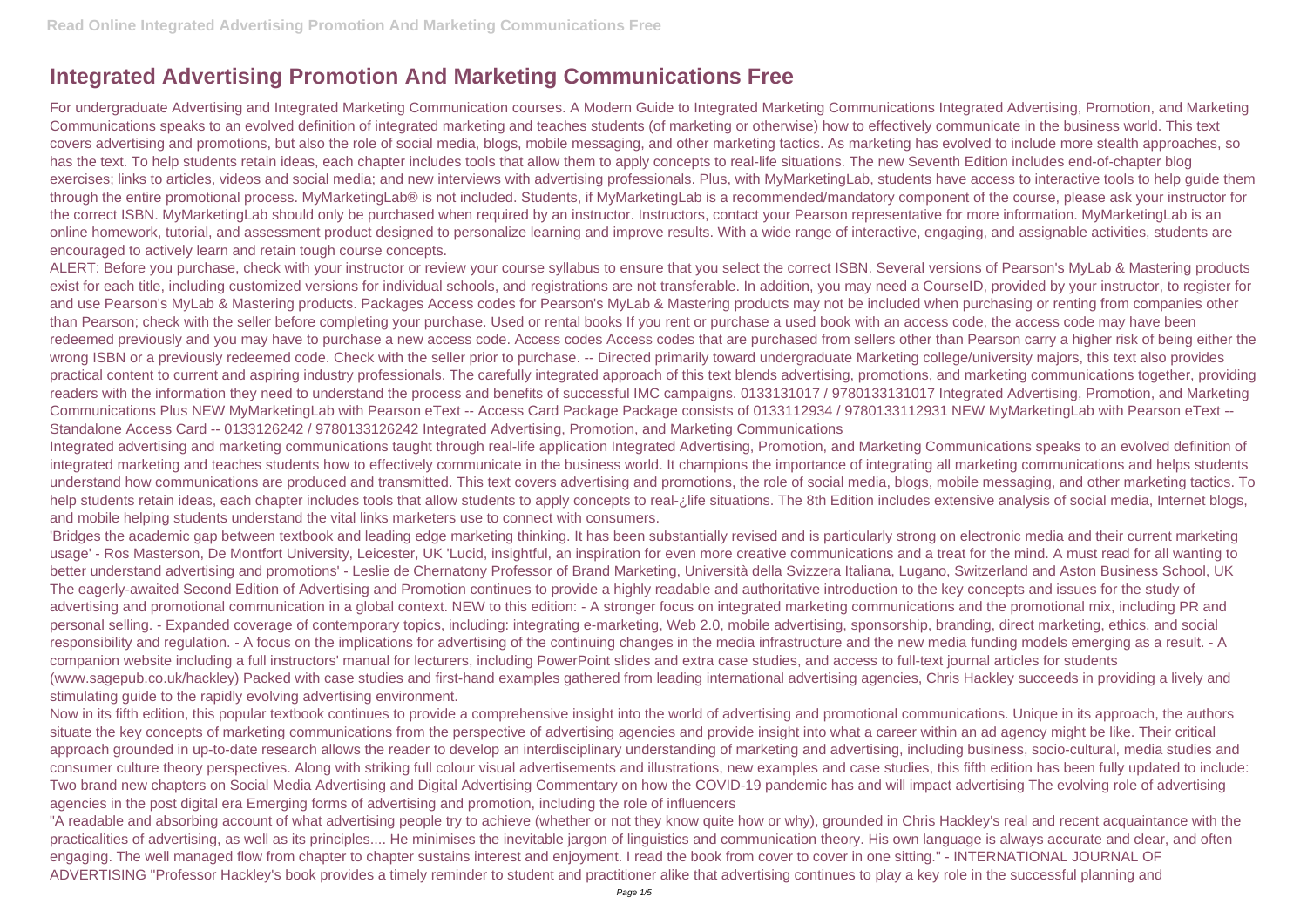# Integrated Advertising Promotion And Marketing Communications Free

For undergraduate Advertising and Integrated Marketing Communication courses. A Modern Guide to Integrated Marketing Communications Integrated Advertising, Promotion, and Marketing Communications speaks to an evolved definition of integrated marketing and teaches students (of marketing or otherwise) how to effectively communicate in the business world. This text covers advertising and promotions, but also the role of social media, blogs, mobile messaging, and other marketing tactics. As marketing has evolved to include more stealth approaches, so has the text. To help students retain ideas, each chapter includes tools that allow them to apply concepts to real-life situations. The new Seventh Edition includes end-of-chapter blog exercises; links to articles, videos and social media; and new interviews with advertising professionals. Plus, with MyMarketingLab, students have access to interactive tools to help guide them through the entire promotional process. MyMarketingLab® is not included. Students, if MyMarketingLab is a recommended/mandatory component of the course, please ask your instructor for the correct ISBN. MyMarketingLab should only be purchased when required by an instructor. Instructors, contact your Pearson representative for more information. MyMarketingLab is an online homework, tutorial, and assessment product designed to personalize learning and improve results. With a wide range of interactive, engaging, and assignable activities, students are encouraged to actively learn and retain tough course concepts.

ALERT: Before you purchase, check with your instructor or review your course syllabus to ensure that you select the correct ISBN. Several versions of Pearson's MyLab & Mastering products exist for each title, including customized versions for individual schools, and registrations are not transferable. In addition, you may need a CourseID, provided by your instructor, to register for and use Pearson's MyLab & Mastering products. Packages Access codes for Pearson's MyLab & Mastering products may not be included when purchasing or renting from companies other than Pearson; check with the seller before completing your purchase. Used or rental books If you rent or purchase a used book with an access code, the access code may have been redeemed previously and you may have to purchase a new access code. Access codes Access codes that are purchased from sellers other than Pearson carry a higher risk of being either the wrong ISBN or a previously redeemed code. Check with the seller prior to purchase. -- Directed primarily toward undergraduate Marketing college/university majors, this text also provides practical content to current and aspiring industry professionals. The carefully integrated approach of this text blends advertising, promotions, and marketing communications together, providing readers with the information they need to understand the process and benefits of successful IMC campaigns. 0133131017 / 9780133131017 Integrated Advertising, Promotion, and Marketing Communications Plus NEW MyMarketingLab with Pearson eText -- Access Card Package Package consists of 0133112934 / 9780133112931 NEW MyMarketingLab with Pearson eText -- Standalone Access Card -- 0133126242 / 9780133126242 Integrated Advertising, Promotion, and Marketing Communications

Integrated advertising and marketing communications taught through real-life application Integrated Advertising, Promotion, and Marketing Communications speaks to an evolved definition of integrated marketing and teaches students how to effectively communicate in the business world. It champions the importance of integrating all marketing communications and helps students understand how communications are produced and transmitted. This text covers advertising and promotions, the role of social media, blogs, mobile messaging, and other marketing tactics. To help students retain ideas, each chapter includes tools that allow students to apply concepts to real-¿life situations. The 8th Edition includes extensive analysis of social media, Internet blogs, and mobile helping students understand the vital links marketers use to connect with consumers.

'Bridges the academic gap between textbook and leading edge marketing thinking. It has been substantially revised and is particularly strong on electronic media and their current marketing usage' - Ros Masterson, De Montfort University, Leicester, UK 'Lucid, insightful, an inspiration for even more creative communications and a treat for the mind. A must read for all wanting to better understand advertising and promotions' - Leslie de Chernatony Professor of Brand Marketing, Università della Svizzera Italiana, Lugano, Switzerland and Aston Business School, UK The eagerly-awaited Second Edition of Advertising and Promotion continues to provide a highly readable and authoritative introduction to the key concepts and issues for the study of advertising and promotional communication in a global context. NEW to this edition: - A stronger focus on integrated marketing communications and the promotional mix, including PR and personal selling. - Expanded coverage of contemporary topics, including: integrating e-marketing, Web 2.0, mobile advertising, sponsorship, branding, direct marketing, ethics, and social responsibility and regulation. - A focus on the implications for advertising of the continuing changes in the media infrastructure and the new media funding models emerging as a result. - A companion website including a full instructors' manual for lecturers, including PowerPoint slides and extra case studies, and access to full-text journal articles for students (www.sagepub.co.uk/hackley) Packed with case studies and first-hand examples gathered from leading international advertising agencies, Chris Hackley succeeds in providing a lively and stimulating guide to the rapidly evolving advertising environment.

Now in its fifth edition, this popular textbook continues to provide a comprehensive insight into the world of advertising and promotional communications. Unique in its approach, the authors situate the key concepts of marketing communications from the perspective of advertising agencies and provide insight into what a career within an ad agency might be like. Their critical approach grounded in up-to-date research allows the reader to develop an interdisciplinary understanding of marketing and advertising, including business, socio-cultural, media studies and consumer culture theory perspectives. Along with striking full colour visual advertisements and illustrations, new examples and case studies, this fifth edition has been fully updated to include: Two brand new chapters on Social Media Advertising and Digital Advertising Commentary on how the COVID-19 pandemic has and will impact advertising The evolving role of advertising agencies in the post digital era Emerging forms of advertising and promotion, including the role of influencers

"A readable and absorbing account of what advertising people try to achieve (whether or not they know quite how or why), grounded in Chris Hackley's real and recent acquaintance with the practicalities of advertising, as well as its principles.... He minimises the inevitable jargon of linguistics and communication theory. His own language is always accurate and clear, and often engaging. The well managed flow from chapter to chapter sustains interest and enjoyment. I read the book from cover to cover in one sitting." - INTERNATIONAL JOURNAL OF ADVERTISING "Professor Hackley's book provides a timely reminder to student and practitioner alike that advertising continues to play a key role in the successful planning and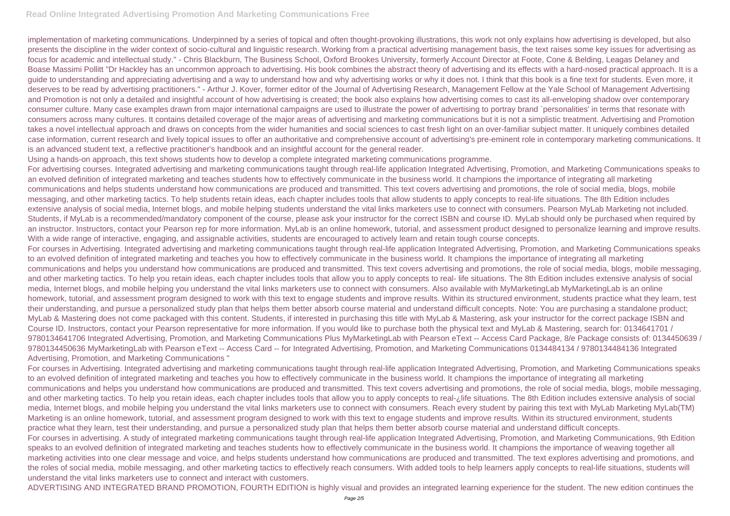implementation of marketing communications. Underpinned by a series of topical and often thought-provoking illustrations, this work not only explains how advertising is developed, but also presents the discipline in the wider context of socio-cultural and linguistic research. Working from a practical advertising management basis, the text raises some key issues for advertising as focus for academic and intellectual study." - Chris Blackburn, The Business School, Oxford Brookes University, formerly Account Director at Foote, Cone & Belding, Leagas Delaney and Boase Massimi Pollitt "Dr Hackley has an uncommon approach to advertising. His book combines the abstract theory of advertising and its effects with a hard-nosed practical approach. It is a guide to understanding and appreciating advertising and a way to understand how and why advertising works or why it does not. I think that this book is a fine text for students. Even more, it deserves to be read by advertising practitioners." - Arthur J. Kover, former editor of the Journal of Advertising Research, Management Fellow at the Yale School of Management Advertising and Promotion is not only a detailed and insightful account of how advertising is created; the book also explains how advertising comes to cast its all-enveloping shadow over contemporary consumer culture. Many case examples drawn from major international campaigns are used to illustrate the power of advertising to portray brand `personalities' in terms that resonate with consumers across many cultures. It contains detailed coverage of the major areas of advertising and marketing communications but it is not a simplistic treatment. Advertising and Promotion takes a novel intellectual approach and draws on concepts from the wider humanities and social sciences to cast fresh light on an over-familiar subject matter. It uniquely combines detailed case information, current research and lively topical issues to offer an authoritative and comprehensive account of advertising's pre-eminent role in contemporary marketing communications. It is an advanced student text, a reflective practitioner's handbook and an insightful account for the general reader.

Using a hands-on approach, this text shows students how to develop a complete integrated marketing communications programme.

For advertising courses. Integrated advertising and marketing communications taught through real-life application Integrated Advertising, Promotion, and Marketing Communications speaks to an evolved definition of integrated marketing and teaches students how to effectively communicate in the business world. It champions the importance of integrating all marketing communications and helps students understand how communications are produced and transmitted. This text covers advertising and promotions, the role of social media, blogs, mobile messaging, and other marketing tactics. To help students retain ideas, each chapter includes tools that allow students to apply concepts to real-life situations. The 8th Edition includes extensive analysis of social media, Internet blogs, and mobile helping students understand the vital links marketers use to connect with consumers. Pearson MyLab Marketing not included. Students, if MyLab is a recommended/mandatory component of the course, please ask your instructor for the correct ISBN and course ID. MyLab should only be purchased when required by an instructor. Instructors, contact your Pearson rep for more information. MyLab is an online homework, tutorial, and assessment product designed to personalize learning and improve results. With a wide range of interactive, engaging, and assignable activities, students are encouraged to actively learn and retain tough course concepts.

For courses in Advertising. Integrated advertising and marketing communications taught through real-life application Integrated Advertising, Promotion, and Marketing Communications speaks to an evolved definition of integrated marketing and teaches you how to effectively communicate in the business world. It champions the importance of integrating all marketing communications and helps you understand how communications are produced and transmitted. This text covers advertising and promotions, the role of social media, blogs, mobile messaging, and other marketing tactics. To help you retain ideas, each chapter includes tools that allow you to apply concepts to real- life situations. The 8th Edition includes extensive analysis of social media, Internet blogs, and mobile helping you understand the vital links marketers use to connect with consumers. Also available with MyMarketingLab MyMarketingLab is an online homework, tutorial, and assessment program designed to work with this text to engage students and improve results. Within its structured environment, students practice what they learn, test their understanding, and pursue a personalized study plan that helps them better absorb course material and understand difficult concepts. Note: You are purchasing a standalone product; MyLab & Mastering does not come packaged with this content. Students, if interested in purchasing this title with MyLab & Mastering, ask your instructor for the correct package ISBN and Course ID. Instructors, contact your Pearson representative for more information. If you would like to purchase both the physical text and MyLab & Mastering, search for: 0134641701 / 9780134641706 Integrated Advertising, Promotion, and Marketing Communications Plus MyMarketingLab with Pearson eText -- Access Card Package, 8/e Package consists of: 0134450639 / 9780134450636 MyMarketingLab with Pearson eText -- Access Card -- for Integrated Advertising, Promotion, and Marketing Communications 0134484134 / 9780134484136 Integrated Advertising, Promotion, and Marketing Communications "

For courses in Advertising. Integrated advertising and marketing communications taught through real-life application Integrated Advertising, Promotion, and Marketing Communications speaks to an evolved definition of integrated marketing and teaches you how to effectively communicate in the business world. It champions the importance of integrating all marketing communications and helps you understand how communications are produced and transmitted. This text covers advertising and promotions, the role of social media, blogs, mobile messaging, and other marketing tactics. To help you retain ideas, each chapter includes tools that allow you to apply concepts to real-¿life situations. The 8th Edition includes extensive analysis of social media, Internet blogs, and mobile helping you understand the vital links marketers use to connect with consumers. Reach every student by pairing this text with MyLab Marketing MyLab(TM) Marketing is an online homework, tutorial, and assessment program designed to work with this text to engage students and improve results. Within its structured environment, students practice what they learn, test their understanding, and pursue a personalized study plan that helps them better absorb course material and understand difficult concepts.

For courses in advertising. A study of integrated marketing communications taught through real-life application Integrated Advertising, Promotion, and Marketing Communications, 9th Edition speaks to an evolved definition of integrated marketing and teaches students how to effectively communicate in the business world. It champions the importance of weaving together all marketing activities into one clear message and voice, and helps students understand how communications are produced and transmitted. The text explores advertising and promotions, and the roles of social media, mobile messaging, and other marketing tactics to effectively reach consumers. With added tools to help learners apply concepts to real-life situations, students will understand the vital links marketers use to connect and interact with customers.

ADVERTISING AND INTEGRATED BRAND PROMOTION, FOURTH EDITION is highly visual and provides an integrated learning experience for the student. The new edition continues the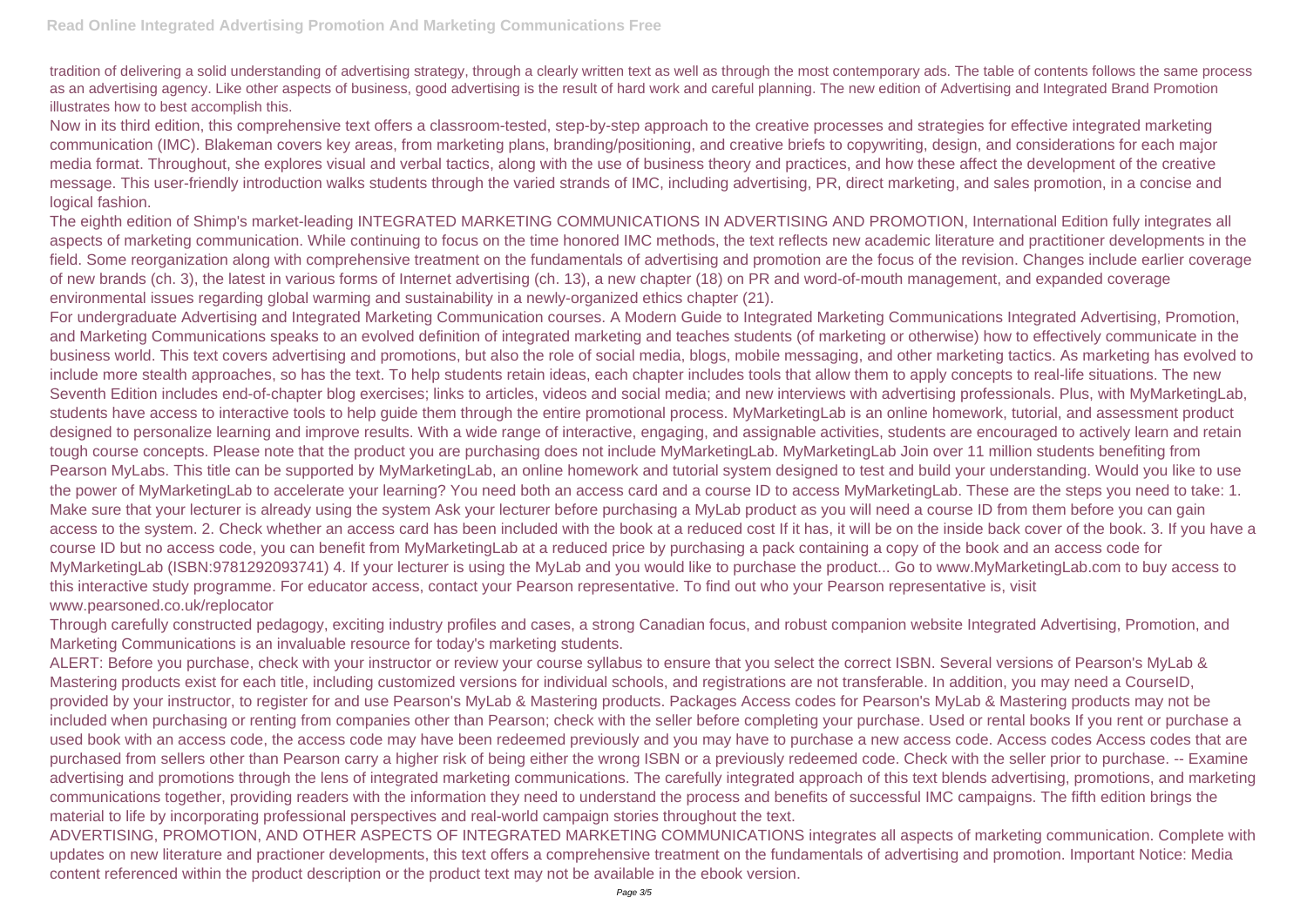tradition of delivering a solid understanding of advertising strategy, through a clearly written text as well as through the most contemporary ads. The table of contents follows the same process as an advertising agency. Like other aspects of business, good advertising is the result of hard work and careful planning. The new edition of Advertising and Integrated Brand Promotion illustrates how to best accomplish this.

Now in its third edition, this comprehensive text offers a classroom-tested, step-by-step approach to the creative processes and strategies for effective integrated marketing communication (IMC). Blakeman covers key areas, from marketing plans, branding/positioning, and creative briefs to copywriting, design, and considerations for each major media format. Throughout, she explores visual and verbal tactics, along with the use of business theory and practices, and how these affect the development of the creative message. This user-friendly introduction walks students through the varied strands of IMC, including advertising, PR, direct marketing, and sales promotion, in a concise and logical fashion.

The eighth edition of Shimp's market-leading INTEGRATED MARKETING COMMUNICATIONS IN ADVERTISING AND PROMOTION, International Edition fully integrates all aspects of marketing communication. While continuing to focus on the time honored IMC methods, the text reflects new academic literature and practitioner developments in the field. Some reorganization along with comprehensive treatment on the fundamentals of advertising and promotion are the focus of the revision. Changes include earlier coverage of new brands (ch. 3), the latest in various forms of Internet advertising (ch. 13), a new chapter (18) on PR and word-of-mouth management, and expanded coverage environmental issues regarding global warming and sustainability in a newly-organized ethics chapter (21).

For undergraduate Advertising and Integrated Marketing Communication courses. A Modern Guide to Integrated Marketing Communications Integrated Advertising, Promotion, and Marketing Communications speaks to an evolved definition of integrated marketing and teaches students (of marketing or otherwise) how to effectively communicate in the business world. This text covers advertising and promotions, but also the role of social media, blogs, mobile messaging, and other marketing tactics. As marketing has evolved to include more stealth approaches, so has the text. To help students retain ideas, each chapter includes tools that allow them to apply concepts to real-life situations. The new Seventh Edition includes end-of-chapter blog exercises; links to articles, videos and social media; and new interviews with advertising professionals. Plus, with MyMarketingLab, students have access to interactive tools to help guide them through the entire promotional process. MyMarketingLab is an online homework, tutorial, and assessment product designed to personalize learning and improve results. With a wide range of interactive, engaging, and assignable activities, students are encouraged to actively learn and retain tough course concepts. Please note that the product you are purchasing does not include MyMarketingLab. MyMarketingLab Join over 11 million students benefiting from Pearson MyLabs. This title can be supported by MyMarketingLab, an online homework and tutorial system designed to test and build your understanding. Would you like to use the power of MyMarketingLab to accelerate your learning? You need both an access card and a course ID to access MyMarketingLab. These are the steps you need to take: 1. Make sure that your lecturer is already using the system Ask your lecturer before purchasing a MyLab product as you will need a course ID from them before you can gain access to the system. 2. Check whether an access card has been included with the book at a reduced cost If it has, it will be on the inside back cover of the book. 3. If you have a course ID but no access code, you can benefit from MyMarketingLab at a reduced price by purchasing a pack containing a copy of the book and an access code for MyMarketingLab (ISBN:9781292093741) 4. If your lecturer is using the MyLab and you would like to purchase the product... Go to www.MyMarketingLab.com to buy access to this interactive study programme. For educator access, contact your Pearson representative. To find out who your Pearson representative is, visit www.pearsoned.co.uk/replocator

Through carefully constructed pedagogy, exciting industry profiles and cases, a strong Canadian focus, and robust companion website Integrated Advertising, Promotion, and Marketing Communications is an invaluable resource for today's marketing students.

ALERT: Before you purchase, check with your instructor or review your course syllabus to ensure that you select the correct ISBN. Several versions of Pearson's MyLab & Mastering products exist for each title, including customized versions for individual schools, and registrations are not transferable. In addition, you may need a CourseID, provided by your instructor, to register for and use Pearson's MyLab & Mastering products. Packages Access codes for Pearson's MyLab & Mastering products may not be included when purchasing or renting from companies other than Pearson; check with the seller before completing your purchase. Used or rental books If you rent or purchase a used book with an access code, the access code may have been redeemed previously and you may have to purchase a new access code. Access codes Access codes that are purchased from sellers other than Pearson carry a higher risk of being either the wrong ISBN or a previously redeemed code. Check with the seller prior to purchase. -- Examine advertising and promotions through the lens of integrated marketing communications. The carefully integrated approach of this text blends advertising, promotions, and marketing communications together, providing readers with the information they need to understand the process and benefits of successful IMC campaigns. The fifth edition brings the material to life by incorporating professional perspectives and real-world campaign stories throughout the text.

ADVERTISING, PROMOTION, AND OTHER ASPECTS OF INTEGRATED MARKETING COMMUNICATIONS integrates all aspects of marketing communication. Complete with updates on new literature and practioner developments, this text offers a comprehensive treatment on the fundamentals of advertising and promotion. Important Notice: Media content referenced within the product description or the product text may not be available in the ebook version.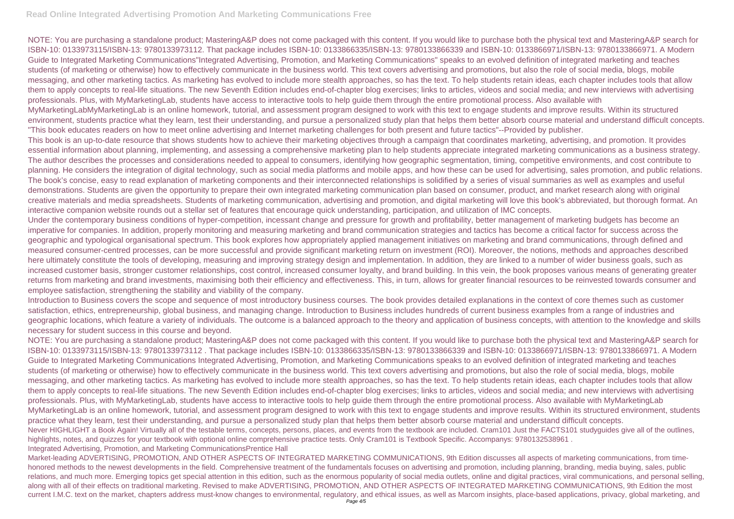NOTE: You are purchasing a standalone product; MasteringA&P does not come packaged with this content. If you would like to purchase both the physical text and MasteringA&P search for ISBN-10: 0133973115/ISBN-13: 9780133973112. That package includes ISBN-10: 0133866335/ISBN-13: 9780133866339 and ISBN-10: 0133866971/ISBN-13: 9780133866971. A Modern Guide to Integrated Marketing Communications"Integrated Advertising, Promotion, and Marketing Communications" speaks to an evolved definition of integrated marketing and teaches students (of marketing or otherwise) how to effectively communicate in the business world. This text covers advertising and promotions, but also the role of social media, blogs, mobile messaging, and other marketing tactics. As marketing has evolved to include more stealth approaches, so has the text. To help students retain ideas, each chapter includes tools that allow them to apply concepts to real-life situations. The new Seventh Edition includes end-of-chapter blog exercises; links to articles, videos and social media; and new interviews with advertising professionals. Plus, with MyMarketingLab, students have access to interactive tools to help guide them through the entire promotional process. Also available with MyMarketingLabMyMarketingLab is an online homework, tutorial, and assessment program designed to work with this text to engage students and improve results. Within its structured environment, students practice what they learn, test their understanding, and pursue a personalized study plan that helps them better absorb course material and understand difficult concepts.

"This book educates readers on how to meet online advertising and Internet marketing challenges for both present and future tactics"--Provided by publisher.

This book is an up-to-date resource that shows students how to achieve their marketing objectives through a campaign that coordinates marketing, advertising, and promotion. It provides essential information about planning, implementing, and assessing a comprehensive marketing plan to help students appreciate integrated marketing communications as a business strategy. The author describes the processes and considerations needed to appeal to consumers, identifying how geographic segmentation, timing, competitive environments, and cost contribute to planning. He considers the integration of digital technology, such as social media platforms and mobile apps, and how these can be used for advertising, sales promotion, and public relations. The book's concise, easy to read explanation of marketing components and their interconnected relationships is solidified by a series of visual summaries as well as examples and useful demonstrations. Students are given the opportunity to prepare their own integrated marketing communication plan based on consumer, product, and market research along with original creative materials and media spreadsheets. Students of marketing communication, advertising and promotion, and digital marketing will love this book's abbreviated, but thorough format. An interactive companion website rounds out a stellar set of features that encourage quick understanding, participation, and utilization of IMC concepts.

Under the contemporary business conditions of hyper-competition, incessant change and pressure for growth and profitability, better management of marketing budgets has become an imperative for companies. In addition, properly monitoring and measuring marketing and brand communication strategies and tactics has become a critical factor for success across the geographic and typological organisational spectrum. This book explores how appropriately applied management initiatives on marketing and brand communications, through defined and measured consumer-centred processes, can be more successful and provide significant marketing return on investment (ROI). Moreover, the notions, methods and approaches described here ultimately constitute the tools of developing, measuring and improving strategy design and implementation. In addition, they are linked to a number of wider business goals, such as increased customer basis, stronger customer relationships, cost control, increased consumer loyalty, and brand building. In this vein, the book proposes various means of generating greater returns from marketing and brand investments, maximising both their efficiency and effectiveness. This, in turn, allows for greater financial resources to be reinvested towards consumer and employee satisfaction, strengthening the stability and viability of the company.

Introduction to Business covers the scope and sequence of most introductory business courses. The book provides detailed explanations in the context of core themes such as customer satisfaction, ethics, entrepreneurship, global business, and managing change. Introduction to Business includes hundreds of current business examples from a range of industries and geographic locations, which feature a variety of individuals. The outcome is a balanced approach to the theory and application of business concepts, with attention to the knowledge and skills necessary for student success in this course and beyond.

NOTE: You are purchasing a standalone product; MasteringA&P does not come packaged with this content. If you would like to purchase both the physical text and MasteringA&P search for ISBN-10: 0133973115/ISBN-13: 9780133973112 . That package includes ISBN-10: 0133866335/ISBN-13: 9780133866339 and ISBN-10: 0133866971/ISBN-13: 9780133866971. A Modern Guide to Integrated Marketing Communications Integrated Advertising, Promotion, and Marketing Communications speaks to an evolved definition of integrated marketing and teaches students (of marketing or otherwise) how to effectively communicate in the business world. This text covers advertising and promotions, but also the role of social media, blogs, mobile messaging, and other marketing tactics. As marketing has evolved to include more stealth approaches, so has the text. To help students retain ideas, each chapter includes tools that allow them to apply concepts to real-life situations. The new Seventh Edition includes end-of-chapter blog exercises; links to articles, videos and social media; and new interviews with advertising professionals. Plus, with MyMarketingLab, students have access to interactive tools to help guide them through the entire promotional process. Also available with MyMarketingLab MyMarketingLab is an online homework, tutorial, and assessment program designed to work with this text to engage students and improve results. Within its structured environment, students practice what they learn, test their understanding, and pursue a personalized study plan that helps them better absorb course material and understand difficult concepts.

Never HIGHLIGHT a Book Again! Virtually all of the testable terms, concepts, persons, places, and events from the textbook are included. Cram101 Just the FACTS101 studyguides give all of the outlines, highlights, notes, and quizzes for your textbook with optional online comprehensive practice tests. Only Cram101 is Textbook Specific. Accompanys: 9780132538961 .

Integrated Advertising, Promotion, and Marketing CommunicationsPrentice Hall

Market-leading ADVERTISING, PROMOTION, AND OTHER ASPECTS OF INTEGRATED MARKETING COMMUNICATIONS, 9th Edition discusses all aspects of marketing communications, from time-honored methods to the newest developments in the field. Comprehensive treatment of the fundamentals focuses on advertising and promotion, including planning, branding, media buying, sales, public relations, and much more. Emerging topics get special attention in this edition, such as the enormous popularity of social media outlets, online and digital practices, viral communications, and personal selling, along with all of their effects on traditional marketing. Revised to make ADVERTISING, PROMOTION, AND OTHER ASPECTS OF INTEGRATED MARKETING COMMUNICATIONS, 9th Edition the most current I.M.C. text on the market, chapters address must-know changes to environmental, regulatory, and ethical issues, as well as Marcom insights, place-based applications, privacy, global marketing, and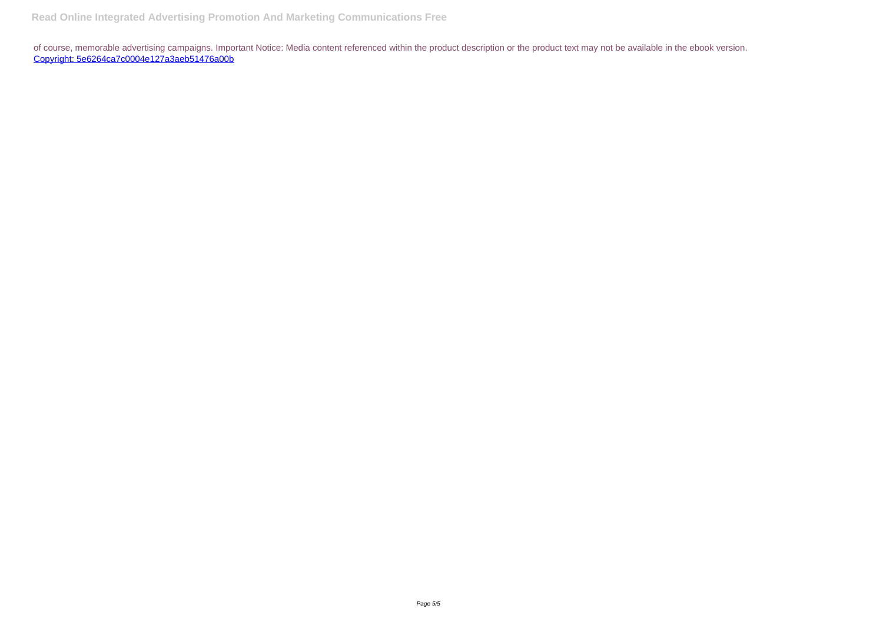of course, memorable advertising campaigns. Important Notice: Media content referenced within the product description or the product text may not be available in the ebook version.
Copyright: 5e6264ca7c0004e127a3aeb51476a00b